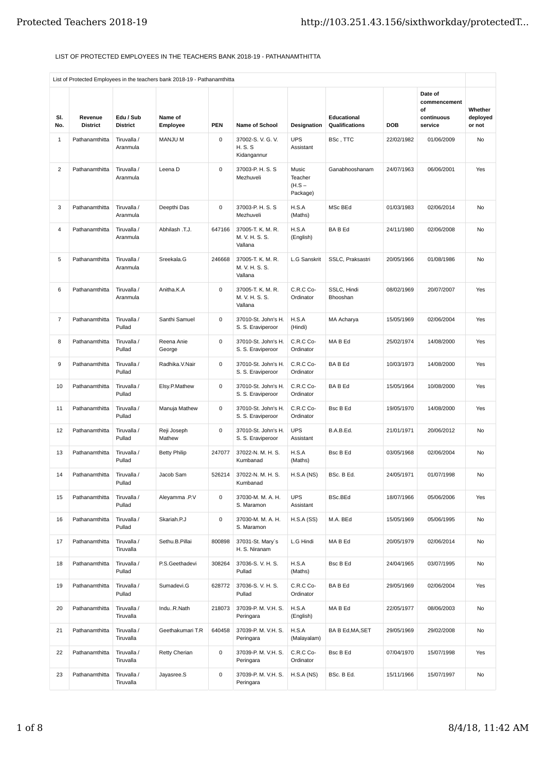LIST OF PROTECTED EMPLOYEES IN THE TEACHERS BANK 2018-19 - PATHANAMTHITTA

| List of Protected Employees in the teachers bank 2018-19 - Pathanamthitta | | | | | | | | | | |
|---|---|---|---|---|---|---|---|---|---|---|
| Sl. No. | Revenue District | Edu / Sub District | Name of Employee | PEN | Name of School | Designation | Educational Qualifications | DOB | Date of commencement of continuous service | Whether deployed or not |
| 1 | Pathanamthitta | Tiruvalla / Aranmula | MANJU M | 0 | 37002-S. V. G. V. H. S. S Kidangannur | UPS Assistant | BSc , TTC | 22/02/1982 | 01/06/2009 | No |
| 2 | Pathanamthitta | Tiruvalla / Aranmula | Leena D | 0 | 37003-P. H. S. S Mezhuveli | Music Teacher (H.S – Package) | Ganabhooshanam | 24/07/1963 | 06/06/2001 | Yes |
| 3 | Pathanamthitta | Tiruvalla / Aranmula | Deepthi Das | 0 | 37003-P. H. S. S Mezhuveli | H.S.A (Maths) | MSc BEd | 01/03/1983 | 02/06/2014 | No |
| 4 | Pathanamthitta | Tiruvalla / Aranmula | Abhilash .T.J. | 647166 | 37005-T. K. M. R. M. V. H. S. S. Vallana | H.S.A (English) | BA B Ed | 24/11/1980 | 02/06/2008 | No |
| 5 | Pathanamthitta | Tiruvalla / Aranmula | Sreekala.G | 246668 | 37005-T. K. M. R. M. V. H. S. S. Vallana | L.G Sanskrit | SSLC, Praksastri | 20/05/1966 | 01/08/1986 | No |
| 6 | Pathanamthitta | Tiruvalla / Aranmula | Anitha.K.A | 0 | 37005-T. K. M. R. M. V. H. S. S. Vallana | C.R.C Co-Ordinator | SSLC, Hindi Bhooshan | 08/02/1969 | 20/07/2007 | Yes |
| 7 | Pathanamthitta | Tiruvalla / Pullad | Santhi Samuel | 0 | 37010-St. John's H. S. S. Eraviperoor | H.S.A (Hindi) | MA Acharya | 15/05/1969 | 02/06/2004 | Yes |
| 8 | Pathanamthitta | Tiruvalla / Pullad | Reena Anie George | 0 | 37010-St. John's H. S. S. Eraviperoor | C.R.C Co-Ordinator | MA B Ed | 25/02/1974 | 14/08/2000 | Yes |
| 9 | Pathanamthitta | Tiruvalla / Pullad | Radhika.V.Nair | 0 | 37010-St. John's H. S. S. Eraviperoor | C.R.C Co-Ordinator | BA B Ed | 10/03/1973 | 14/08/2000 | Yes |
| 10 | Pathanamthitta | Tiruvalla / Pullad | Elsy.P.Mathew | 0 | 37010-St. John's H. S. S. Eraviperoor | C.R.C Co-Ordinator | BA B Ed | 15/05/1964 | 10/08/2000 | Yes |
| 11 | Pathanamthitta | Tiruvalla / Pullad | Manuja Mathew | 0 | 37010-St. John's H. S. S. Eraviperoor | C.R.C Co-Ordinator | Bsc B Ed | 19/05/1970 | 14/08/2000 | Yes |
| 12 | Pathanamthitta | Tiruvalla / Pullad | Reji Joseph Mathew | 0 | 37010-St. John's H. S. S. Eraviperoor | UPS Assistant | B.A.B.Ed. | 21/01/1971 | 20/06/2012 | No |
| 13 | Pathanamthitta | Tiruvalla / Pullad | Betty Philip | 247077 | 37022-N. M. H. S. Kumbanad | H.S.A (Maths) | Bsc B Ed | 03/05/1968 | 02/06/2004 | No |
| 14 | Pathanamthitta | Tiruvalla / Pullad | Jacob Sam | 526214 | 37022-N. M. H. S. Kumbanad | H.S.A (NS) | BSc. B Ed. | 24/05/1971 | 01/07/1998 | No |
| 15 | Pathanamthitta | Tiruvalla / Pullad | Aleyamma .P.V | 0 | 37030-M. M. A. H. S. Maramon | UPS Assistant | BSc.BEd | 18/07/1966 | 05/06/2006 | Yes |
| 16 | Pathanamthitta | Tiruvalla / Pullad | Skariah.P.J | 0 | 37030-M. M. A. H. S. Maramon | H.S.A (SS) | M.A. BEd | 15/05/1969 | 05/06/1995 | No |
| 17 | Pathanamthitta | Tiruvalla / Tiruvalla | Sethu.B.Pillai | 800898 | 37031-St. Mary`s H. S. Niranam | L.G Hindi | MA B Ed | 20/05/1979 | 02/06/2014 | No |
| 18 | Pathanamthitta | Tiruvalla / Pullad | P.S.Geethadevi | 308264 | 37036-S. V. H. S. Pullad | H.S.A (Maths) | Bsc B Ed | 24/04/1965 | 03/07/1995 | No |
| 19 | Pathanamthitta | Tiruvalla / Pullad | Sumadevi.G | 628772 | 37036-S. V. H. S. Pullad | C.R.C Co-Ordinator | BA B Ed | 29/05/1969 | 02/06/2004 | Yes |
| 20 | Pathanamthitta | Tiruvalla / Tiruvalla | Indu..R.Nath | 218073 | 37039-P. M. V.H. S. Peringara | H.S.A (English) | MA B Ed | 22/05/1977 | 08/06/2003 | No |
| 21 | Pathanamthitta | Tiruvalla / Tiruvalla | Geethakumari T.R | 640458 | 37039-P. M. V.H. S. Peringara | H.S.A (Malayalam) | BA B Ed,MA,SET | 29/05/1969 | 29/02/2008 | No |
| 22 | Pathanamthitta | Tiruvalla / Tiruvalla | Retty Cherian | 0 | 37039-P. M. V.H. S. Peringara | C.R.C Co-Ordinator | Bsc B Ed | 07/04/1970 | 15/07/1998 | Yes |
| 23 | Pathanamthitta | Tiruvalla / Tiruvalla | Jayasree.S | 0 | 37039-P. M. V.H. S. Peringara | H.S.A (NS) | BSc. B Ed. | 15/11/1966 | 15/07/1997 | No |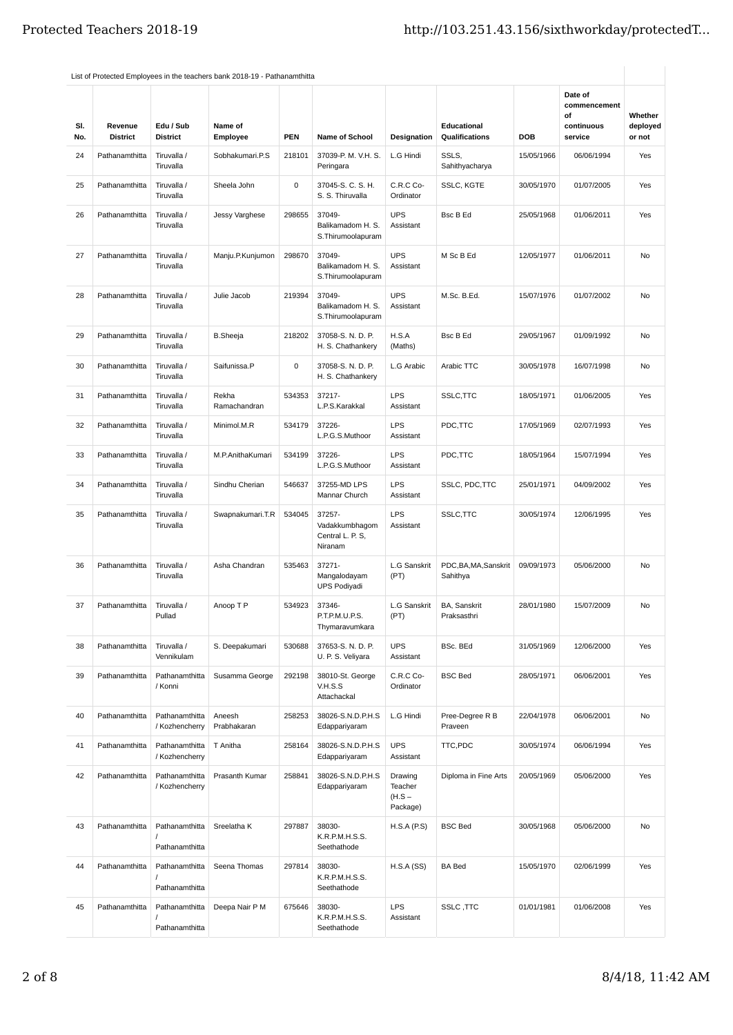List of Protected Employees in the teachers bank 2018-19 - Pathanamthitta

| Sl. No. | Revenue District | Edu / Sub District | Name of Employee | PEN | Name of School | Designation | Educational Qualifications | DOB | Date of commencement of continuous service | Whether deployed or not |
|---|---|---|---|---|---|---|---|---|---|---|
| 24 | Pathanamthitta | Tiruvalla / Tiruvalla | Sobhakumari.P.S | 218101 | 37039-P. M. V.H. S. Peringara | L.G Hindi | SSLS, Sahithyacharya | 15/05/1966 | 06/06/1994 | Yes |
| 25 | Pathanamthitta | Tiruvalla / Tiruvalla | Sheela John | 0 | 37045-S. C. S. H. S. S. Thiruvalla | C.R.C Co-Ordinator | SSLC, KGTE | 30/05/1970 | 01/07/2005 | Yes |
| 26 | Pathanamthitta | Tiruvalla / Tiruvalla | Jessy Varghese | 298655 | 37049-Balikamadom H. S. S.Thirumoolapuram | UPS Assistant | Bsc B Ed | 25/05/1968 | 01/06/2011 | Yes |
| 27 | Pathanamthitta | Tiruvalla / Tiruvalla | Manju.P.Kunjumon | 298670 | 37049-Balikamadom H. S. S.Thirumoolapuram | UPS Assistant | M Sc B Ed | 12/05/1977 | 01/06/2011 | No |
| 28 | Pathanamthitta | Tiruvalla / Tiruvalla | Julie Jacob | 219394 | 37049-Balikamadom H. S. S.Thirumoolapuram | UPS Assistant | M.Sc. B.Ed. | 15/07/1976 | 01/07/2002 | No |
| 29 | Pathanamthitta | Tiruvalla / Tiruvalla | B.Sheeja | 218202 | 37058-S. N. D. P. H. S. Chathankery | H.S.A (Maths) | Bsc B Ed | 29/05/1967 | 01/09/1992 | No |
| 30 | Pathanamthitta | Tiruvalla / Tiruvalla | Saifunissa.P | 0 | 37058-S. N. D. P. H. S. Chathankery | L.G Arabic | Arabic TTC | 30/05/1978 | 16/07/1998 | No |
| 31 | Pathanamthitta | Tiruvalla / Tiruvalla | Rekha Ramachandran | 534353 | 37217-L.P.S.Karakkal | LPS Assistant | SSLC,TTC | 18/05/1971 | 01/06/2005 | Yes |
| 32 | Pathanamthitta | Tiruvalla / Tiruvalla | Minimol.M.R | 534179 | 37226-L.P.G.S.Muthoor | LPS Assistant | PDC,TTC | 17/05/1969 | 02/07/1993 | Yes |
| 33 | Pathanamthitta | Tiruvalla / Tiruvalla | M.P.AnithaKumari | 534199 | 37226-L.P.G.S.Muthoor | LPS Assistant | PDC,TTC | 18/05/1964 | 15/07/1994 | Yes |
| 34 | Pathanamthitta | Tiruvalla / Tiruvalla | Sindhu Cherian | 546637 | 37255-MD LPS Mannar Church | LPS Assistant | SSLC, PDC,TTC | 25/01/1971 | 04/09/2002 | Yes |
| 35 | Pathanamthitta | Tiruvalla / Tiruvalla | Swapnakumari.T.R | 534045 | 37257-Vadakkumbhagom Central L. P. S, Niranam | LPS Assistant | SSLC,TTC | 30/05/1974 | 12/06/1995 | Yes |
| 36 | Pathanamthitta | Tiruvalla / Tiruvalla | Asha Chandran | 535463 | 37271-Mangalodayam UPS Podiyadi | L.G Sanskrit (PT) | PDC,BA,MA,Sanskrit Sahithya | 09/09/1973 | 05/06/2000 | No |
| 37 | Pathanamthitta | Tiruvalla / Pullad | Anoop T P | 534923 | 37346-P.T.P.M.U.P.S. Thymaravumkara | L.G Sanskrit (PT) | BA, Sanskrit Praksasthri | 28/01/1980 | 15/07/2009 | No |
| 38 | Pathanamthitta | Tiruvalla / Vennikulam | S. Deepakumari | 530688 | 37653-S. N. D. P. U. P. S. Veliyara | UPS Assistant | BSc. BEd | 31/05/1969 | 12/06/2000 | Yes |
| 39 | Pathanamthitta | Pathanamthitta / Konni | Susamma George | 292198 | 38010-St. George V.H.S.S Attachackal | C.R.C Co-Ordinator | BSC Bed | 28/05/1971 | 06/06/2001 | Yes |
| 40 | Pathanamthitta | Pathanamthitta / Kozhencherry | Aneesh Prabhakaran | 258253 | 38026-S.N.D.P.H.S Edappariyaram | L.G Hindi | Pree-Degree R B Praveen | 22/04/1978 | 06/06/2001 | No |
| 41 | Pathanamthitta | Pathanamthitta / Kozhencherry | T Anitha | 258164 | 38026-S.N.D.P.H.S Edappariyaram | UPS Assistant | TTC,PDC | 30/05/1974 | 06/06/1994 | Yes |
| 42 | Pathanamthitta | Pathanamthitta / Kozhencherry | Prasanth Kumar | 258841 | 38026-S.N.D.P.H.S Edappariyaram | Drawing Teacher (H.S – Package) | Diploma in Fine Arts | 20/05/1969 | 05/06/2000 | Yes |
| 43 | Pathanamthitta | Pathanamthitta / Pathanamthitta | Sreelatha K | 297887 | 38030-K.R.P.M.H.S.S. Seethathode | H.S.A (P.S) | BSC Bed | 30/05/1968 | 05/06/2000 | No |
| 44 | Pathanamthitta | Pathanamthitta / Pathanamthitta | Seena Thomas | 297814 | 38030-K.R.P.M.H.S.S. Seethathode | H.S.A (SS) | BA Bed | 15/05/1970 | 02/06/1999 | Yes |
| 45 | Pathanamthitta | Pathanamthitta / Pathanamthitta | Deepa Nair P M | 675646 | 38030-K.R.P.M.H.S.S. Seethathode | LPS Assistant | SSLC ,TTC | 01/01/1981 | 01/06/2008 | Yes |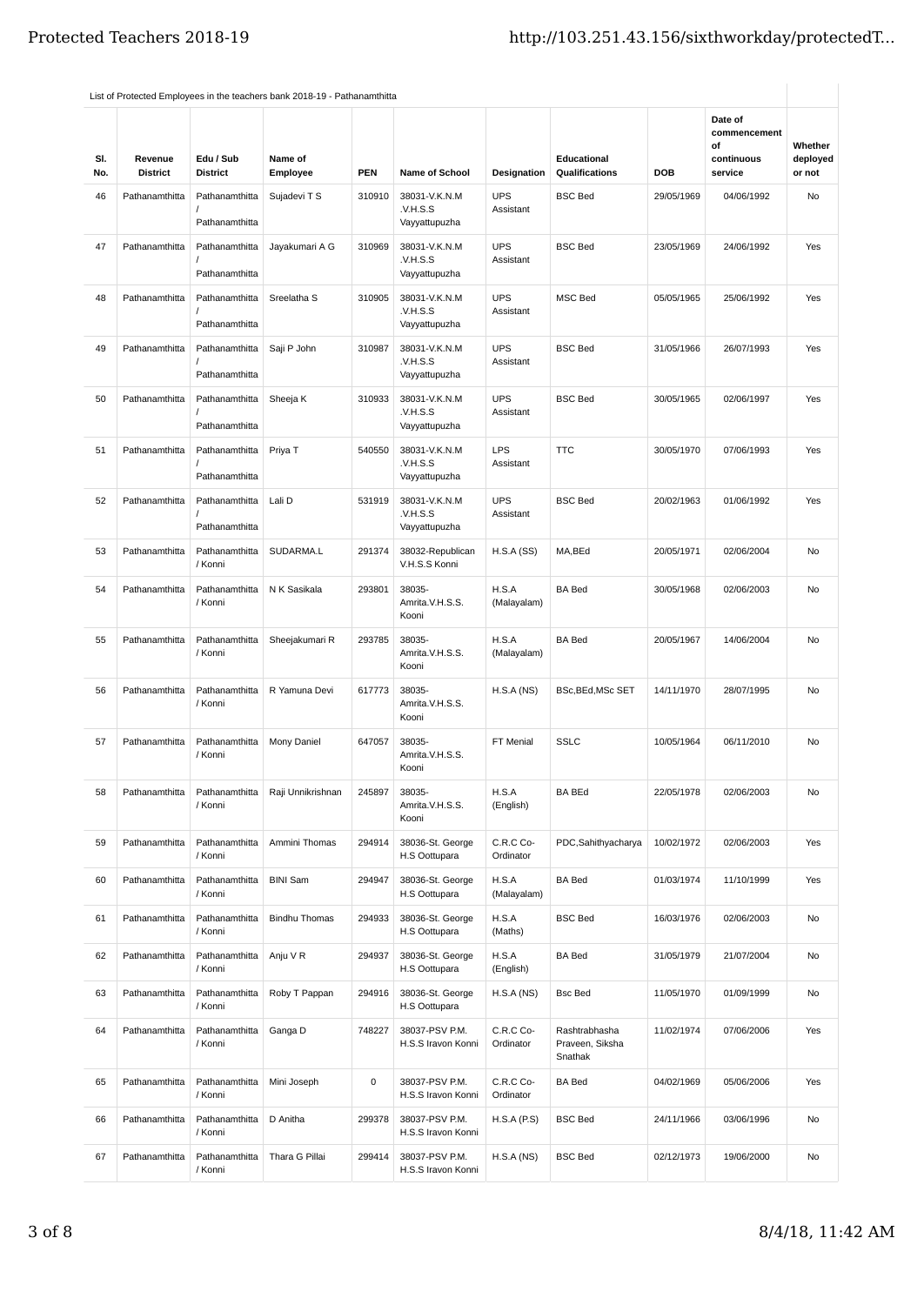List of Protected Employees in the teachers bank 2018-19 - Pathanamthitta

| Sl. No. | Revenue District | Edu / Sub District | Name of Employee | PEN | Name of School | Designation | Educational Qualifications | DOB | Date of commencement of continuous service | Whether deployed or not |
|---|---|---|---|---|---|---|---|---|---|---|
| 46 | Pathanamthitta | Pathanamthitta / Pathanamthitta | Sujadevi T S | 310910 | 38031-V.K.N.M .V.H.S.S Vayyattupuzha | UPS Assistant | BSC Bed | 29/05/1969 | 04/06/1992 | No |
| 47 | Pathanamthitta | Pathanamthitta / Pathanamthitta | Jayakumari A G | 310969 | 38031-V.K.N.M .V.H.S.S Vayyattupuzha | UPS Assistant | BSC Bed | 23/05/1969 | 24/06/1992 | Yes |
| 48 | Pathanamthitta | Pathanamthitta / Pathanamthitta | Sreelatha S | 310905 | 38031-V.K.N.M .V.H.S.S Vayyattupuzha | UPS Assistant | MSC Bed | 05/05/1965 | 25/06/1992 | Yes |
| 49 | Pathanamthitta | Pathanamthitta / Pathanamthitta | Saji P John | 310987 | 38031-V.K.N.M .V.H.S.S Vayyattupuzha | UPS Assistant | BSC Bed | 31/05/1966 | 26/07/1993 | Yes |
| 50 | Pathanamthitta | Pathanamthitta / Pathanamthitta | Sheeja K | 310933 | 38031-V.K.N.M .V.H.S.S Vayyattupuzha | UPS Assistant | BSC Bed | 30/05/1965 | 02/06/1997 | Yes |
| 51 | Pathanamthitta | Pathanamthitta / Pathanamthitta | Priya T | 540550 | 38031-V.K.N.M .V.H.S.S Vayyattupuzha | LPS Assistant | TTC | 30/05/1970 | 07/06/1993 | Yes |
| 52 | Pathanamthitta | Pathanamthitta / Pathanamthitta | Lali D | 531919 | 38031-V.K.N.M .V.H.S.S Vayyattupuzha | UPS Assistant | BSC Bed | 20/02/1963 | 01/06/1992 | Yes |
| 53 | Pathanamthitta | Pathanamthitta / Konni | SUDARMA.L | 291374 | 38032-Republican V.H.S.S Konni | H.S.A (SS) | MA,BEd | 20/05/1971 | 02/06/2004 | No |
| 54 | Pathanamthitta | Pathanamthitta / Konni | N K Sasikala | 293801 | 38035-Amrita.V.H.S.S. Kooni | H.S.A (Malayalam) | BA Bed | 30/05/1968 | 02/06/2003 | No |
| 55 | Pathanamthitta | Pathanamthitta / Konni | Sheejakumari R | 293785 | 38035-Amrita.V.H.S.S. Kooni | H.S.A (Malayalam) | BA Bed | 20/05/1967 | 14/06/2004 | No |
| 56 | Pathanamthitta | Pathanamthitta / Konni | R Yamuna Devi | 617773 | 38035-Amrita.V.H.S.S. Kooni | H.S.A (NS) | BSc,BEd,MSc SET | 14/11/1970 | 28/07/1995 | No |
| 57 | Pathanamthitta | Pathanamthitta / Konni | Mony Daniel | 647057 | 38035-Amrita.V.H.S.S. Kooni | FT Menial | SSLC | 10/05/1964 | 06/11/2010 | No |
| 58 | Pathanamthitta | Pathanamthitta / Konni | Raji Unnikrishnan | 245897 | 38035-Amrita.V.H.S.S. Kooni | H.S.A (English) | BA BEd | 22/05/1978 | 02/06/2003 | No |
| 59 | Pathanamthitta | Pathanamthitta / Konni | Ammini Thomas | 294914 | 38036-St. George H.S Oottupara | C.R.C Co-Ordinator | PDC,Sahithyacharya | 10/02/1972 | 02/06/2003 | Yes |
| 60 | Pathanamthitta | Pathanamthitta / Konni | BINI Sam | 294947 | 38036-St. George H.S Oottupara | H.S.A (Malayalam) | BA Bed | 01/03/1974 | 11/10/1999 | Yes |
| 61 | Pathanamthitta | Pathanamthitta / Konni | Bindhu Thomas | 294933 | 38036-St. George H.S Oottupara | H.S.A (Maths) | BSC Bed | 16/03/1976 | 02/06/2003 | No |
| 62 | Pathanamthitta | Pathanamthitta / Konni | Anju V R | 294937 | 38036-St. George H.S Oottupara | H.S.A (English) | BA Bed | 31/05/1979 | 21/07/2004 | No |
| 63 | Pathanamthitta | Pathanamthitta / Konni | Roby T Pappan | 294916 | 38036-St. George H.S Oottupara | H.S.A (NS) | Bsc Bed | 11/05/1970 | 01/09/1999 | No |
| 64 | Pathanamthitta | Pathanamthitta / Konni | Ganga D | 748227 | 38037-PSV P.M. H.S.S Iravon Konni | C.R.C Co-Ordinator | Rashtrabhasha Praveen, Siksha Snathak | 11/02/1974 | 07/06/2006 | Yes |
| 65 | Pathanamthitta | Pathanamthitta / Konni | Mini Joseph | 0 | 38037-PSV P.M. H.S.S Iravon Konni | C.R.C Co-Ordinator | BA Bed | 04/02/1969 | 05/06/2006 | Yes |
| 66 | Pathanamthitta | Pathanamthitta / Konni | D Anitha | 299378 | 38037-PSV P.M. H.S.S Iravon Konni | H.S.A (P.S) | BSC Bed | 24/11/1966 | 03/06/1996 | No |
| 67 | Pathanamthitta | Pathanamthitta / Konni | Thara G Pillai | 299414 | 38037-PSV P.M. H.S.S Iravon Konni | H.S.A (NS) | BSC Bed | 02/12/1973 | 19/06/2000 | No |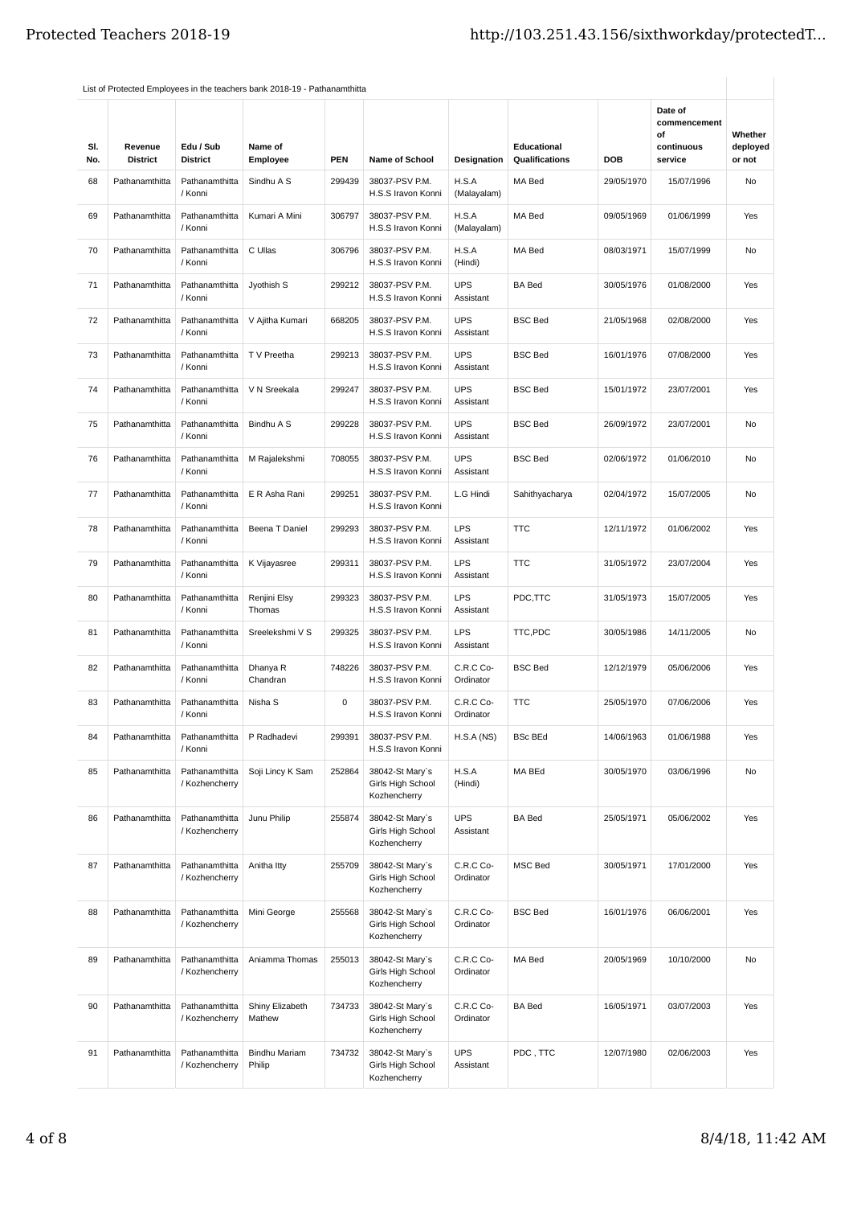List of Protected Employees in the teachers bank 2018-19 - Pathanamthitta

| Sl. No. | Revenue District | Edu / Sub District | Name of Employee | PEN | Name of School | Designation | Educational Qualifications | DOB | Date of commencement of continuous service | Whether deployed or not |
|---|---|---|---|---|---|---|---|---|---|---|
| 68 | Pathanamthitta | Pathanamthitta / Konni | Sindhu A S | 299439 | 38037-PSV P.M. H.S.S Iravon Konni | H.S.A (Malayalam) | MA Bed | 29/05/1970 | 15/07/1996 | No |
| 69 | Pathanamthitta | Pathanamthitta / Konni | Kumari A Mini | 306797 | 38037-PSV P.M. H.S.S Iravon Konni | H.S.A (Malayalam) | MA Bed | 09/05/1969 | 01/06/1999 | Yes |
| 70 | Pathanamthitta | Pathanamthitta / Konni | C Ullas | 306796 | 38037-PSV P.M. H.S.S Iravon Konni | H.S.A (Hindi) | MA Bed | 08/03/1971 | 15/07/1999 | No |
| 71 | Pathanamthitta | Pathanamthitta / Konni | Jyothish S | 299212 | 38037-PSV P.M. H.S.S Iravon Konni | UPS Assistant | BA Bed | 30/05/1976 | 01/08/2000 | Yes |
| 72 | Pathanamthitta | Pathanamthitta / Konni | V Ajitha Kumari | 668205 | 38037-PSV P.M. H.S.S Iravon Konni | UPS Assistant | BSC Bed | 21/05/1968 | 02/08/2000 | Yes |
| 73 | Pathanamthitta | Pathanamthitta / Konni | T V Preetha | 299213 | 38037-PSV P.M. H.S.S Iravon Konni | UPS Assistant | BSC Bed | 16/01/1976 | 07/08/2000 | Yes |
| 74 | Pathanamthitta | Pathanamthitta / Konni | V N Sreekala | 299247 | 38037-PSV P.M. H.S.S Iravon Konni | UPS Assistant | BSC Bed | 15/01/1972 | 23/07/2001 | Yes |
| 75 | Pathanamthitta | Pathanamthitta / Konni | Bindhu A S | 299228 | 38037-PSV P.M. H.S.S Iravon Konni | UPS Assistant | BSC Bed | 26/09/1972 | 23/07/2001 | No |
| 76 | Pathanamthitta | Pathanamthitta / Konni | M Rajalekshmi | 708055 | 38037-PSV P.M. H.S.S Iravon Konni | UPS Assistant | BSC Bed | 02/06/1972 | 01/06/2010 | No |
| 77 | Pathanamthitta | Pathanamthitta / Konni | E R Asha Rani | 299251 | 38037-PSV P.M. H.S.S Iravon Konni | L.G Hindi | Sahithyacharya | 02/04/1972 | 15/07/2005 | No |
| 78 | Pathanamthitta | Pathanamthitta / Konni | Beena T Daniel | 299293 | 38037-PSV P.M. H.S.S Iravon Konni | LPS Assistant | TTC | 12/11/1972 | 01/06/2002 | Yes |
| 79 | Pathanamthitta | Pathanamthitta / Konni | K Vijayasree | 299311 | 38037-PSV P.M. H.S.S Iravon Konni | LPS Assistant | TTC | 31/05/1972 | 23/07/2004 | Yes |
| 80 | Pathanamthitta | Pathanamthitta / Konni | Renjini Elsy Thomas | 299323 | 38037-PSV P.M. H.S.S Iravon Konni | LPS Assistant | PDC,TTC | 31/05/1973 | 15/07/2005 | Yes |
| 81 | Pathanamthitta | Pathanamthitta / Konni | Sreelekshmi V S | 299325 | 38037-PSV P.M. H.S.S Iravon Konni | LPS Assistant | TTC,PDC | 30/05/1986 | 14/11/2005 | No |
| 82 | Pathanamthitta | Pathanamthitta / Konni | Dhanya R Chandran | 748226 | 38037-PSV P.M. H.S.S Iravon Konni | C.R.C Co-Ordinator | BSC Bed | 12/12/1979 | 05/06/2006 | Yes |
| 83 | Pathanamthitta | Pathanamthitta / Konni | Nisha S | 0 | 38037-PSV P.M. H.S.S Iravon Konni | C.R.C Co-Ordinator | TTC | 25/05/1970 | 07/06/2006 | Yes |
| 84 | Pathanamthitta | Pathanamthitta / Konni | P Radhadevi | 299391 | 38037-PSV P.M. H.S.S Iravon Konni | H.S.A (NS) | BSc BEd | 14/06/1963 | 01/06/1988 | Yes |
| 85 | Pathanamthitta | Pathanamthitta / Kozhencherry | Soji Lincy K Sam | 252864 | 38042-St Mary`s Girls High School Kozhencherry | H.S.A (Hindi) | MA BEd | 30/05/1970 | 03/06/1996 | No |
| 86 | Pathanamthitta | Pathanamthitta / Kozhencherry | Junu Philip | 255874 | 38042-St Mary`s Girls High School Kozhencherry | UPS Assistant | BA Bed | 25/05/1971 | 05/06/2002 | Yes |
| 87 | Pathanamthitta | Pathanamthitta / Kozhencherry | Anitha Itty | 255709 | 38042-St Mary`s Girls High School Kozhencherry | C.R.C Co-Ordinator | MSC Bed | 30/05/1971 | 17/01/2000 | Yes |
| 88 | Pathanamthitta | Pathanamthitta / Kozhencherry | Mini George | 255568 | 38042-St Mary`s Girls High School Kozhencherry | C.R.C Co-Ordinator | BSC Bed | 16/01/1976 | 06/06/2001 | Yes |
| 89 | Pathanamthitta | Pathanamthitta / Kozhencherry | Aniamma Thomas | 255013 | 38042-St Mary`s Girls High School Kozhencherry | C.R.C Co-Ordinator | MA Bed | 20/05/1969 | 10/10/2000 | No |
| 90 | Pathanamthitta | Pathanamthitta / Kozhencherry | Shiny Elizabeth Mathew | 734733 | 38042-St Mary`s Girls High School Kozhencherry | C.R.C Co-Ordinator | BA Bed | 16/05/1971 | 03/07/2003 | Yes |
| 91 | Pathanamthitta | Pathanamthitta / Kozhencherry | Bindhu Mariam Philip | 734732 | 38042-St Mary`s Girls High School Kozhencherry | UPS Assistant | PDC , TTC | 12/07/1980 | 02/06/2003 | Yes |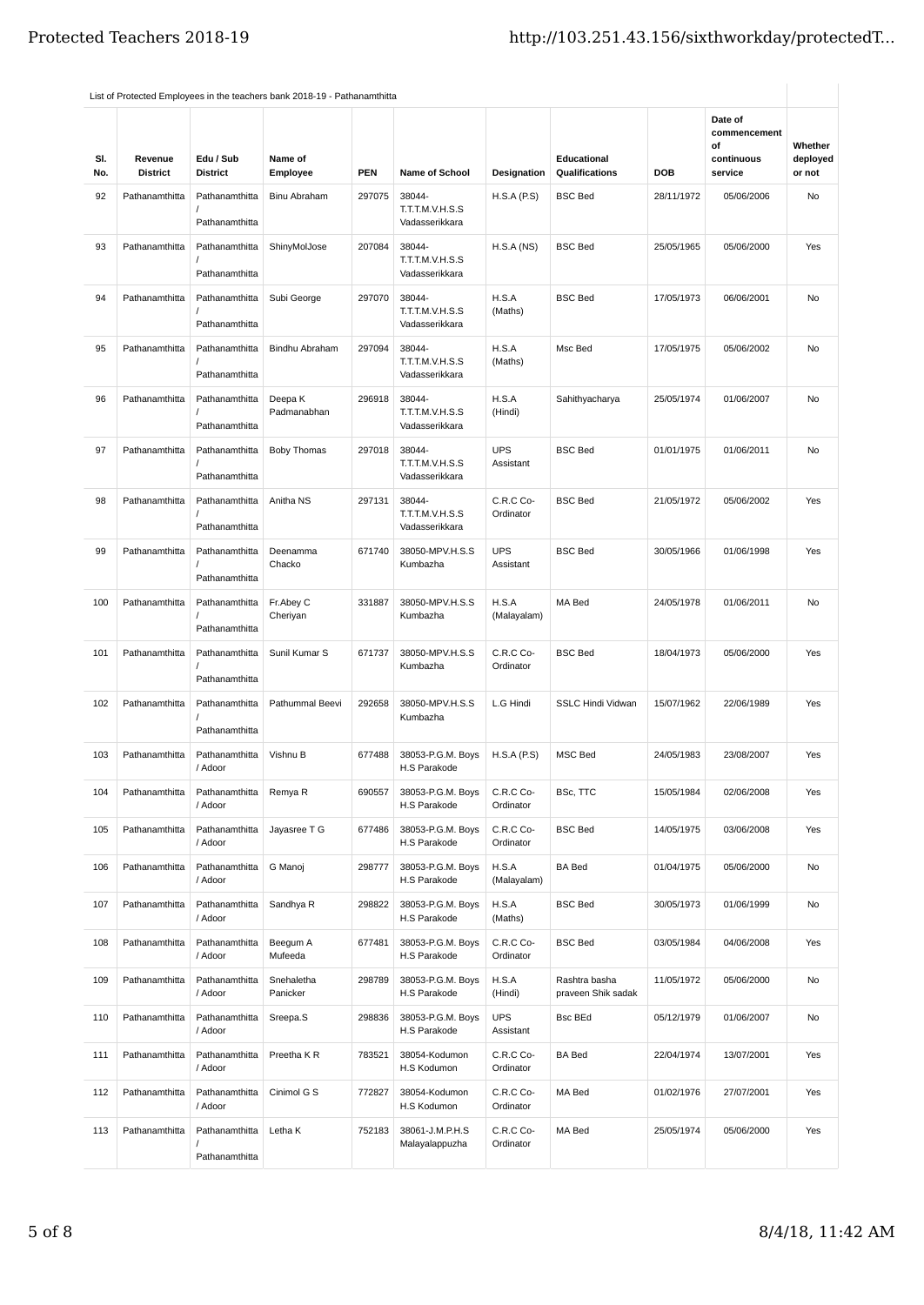List of Protected Employees in the teachers bank 2018-19 - Pathanamthitta

| Sl. No. | Revenue District | Edu / Sub District | Name of Employee | PEN | Name of School | Designation | Educational Qualifications | DOB | Date of commencement of continuous service | Whether deployed or not |
|---|---|---|---|---|---|---|---|---|---|---|
| 92 | Pathanamthitta | Pathanamthitta / Pathanamthitta | Binu Abraham | 297075 | 38044-T.T.T.M.V.H.S.S Vadasserikkara | H.S.A (P.S) | BSC Bed | 28/11/1972 | 05/06/2006 | No |
| 93 | Pathanamthitta | Pathanamthitta / Pathanamthitta | ShinyMolJose | 207084 | 38044-T.T.T.M.V.H.S.S Vadasserikkara | H.S.A (NS) | BSC Bed | 25/05/1965 | 05/06/2000 | Yes |
| 94 | Pathanamthitta | Pathanamthitta / Pathanamthitta | Subi George | 297070 | 38044-T.T.T.M.V.H.S.S Vadasserikkara | H.S.A (Maths) | BSC Bed | 17/05/1973 | 06/06/2001 | No |
| 95 | Pathanamthitta | Pathanamthitta / Pathanamthitta | Bindhu Abraham | 297094 | 38044-T.T.T.M.V.H.S.S Vadasserikkara | H.S.A (Maths) | Msc Bed | 17/05/1975 | 05/06/2002 | No |
| 96 | Pathanamthitta | Pathanamthitta / Pathanamthitta | Deepa K Padmanabhan | 296918 | 38044-T.T.T.M.V.H.S.S Vadasserikkara | H.S.A (Hindi) | Sahithyacharya | 25/05/1974 | 01/06/2007 | No |
| 97 | Pathanamthitta | Pathanamthitta / Pathanamthitta | Boby Thomas | 297018 | 38044-T.T.T.M.V.H.S.S Vadasserikkara | UPS Assistant | BSC Bed | 01/01/1975 | 01/06/2011 | No |
| 98 | Pathanamthitta | Pathanamthitta / Pathanamthitta | Anitha NS | 297131 | 38044-T.T.T.M.V.H.S.S Vadasserikkara | C.R.C Co-Ordinator | BSC Bed | 21/05/1972 | 05/06/2002 | Yes |
| 99 | Pathanamthitta | Pathanamthitta / Pathanamthitta | Deenamma Chacko | 671740 | 38050-MPV.H.S.S Kumbazha | UPS Assistant | BSC Bed | 30/05/1966 | 01/06/1998 | Yes |
| 100 | Pathanamthitta | Pathanamthitta / Pathanamthitta | Fr.Abey C Cheriyan | 331887 | 38050-MPV.H.S.S Kumbazha | H.S.A (Malayalam) | MA Bed | 24/05/1978 | 01/06/2011 | No |
| 101 | Pathanamthitta | Pathanamthitta / Pathanamthitta | Sunil Kumar S | 671737 | 38050-MPV.H.S.S Kumbazha | C.R.C Co-Ordinator | BSC Bed | 18/04/1973 | 05/06/2000 | Yes |
| 102 | Pathanamthitta | Pathanamthitta / Pathanamthitta | Pathummal Beevi | 292658 | 38050-MPV.H.S.S Kumbazha | L.G Hindi | SSLC Hindi Vidwan | 15/07/1962 | 22/06/1989 | Yes |
| 103 | Pathanamthitta | Pathanamthitta / Adoor | Vishnu B | 677488 | 38053-P.G.M. Boys H.S Parakode | H.S.A (P.S) | MSC Bed | 24/05/1983 | 23/08/2007 | Yes |
| 104 | Pathanamthitta | Pathanamthitta / Adoor | Remya R | 690557 | 38053-P.G.M. Boys H.S Parakode | C.R.C Co-Ordinator | BSc, TTC | 15/05/1984 | 02/06/2008 | Yes |
| 105 | Pathanamthitta | Pathanamthitta / Adoor | Jayasree T G | 677486 | 38053-P.G.M. Boys H.S Parakode | C.R.C Co-Ordinator | BSC Bed | 14/05/1975 | 03/06/2008 | Yes |
| 106 | Pathanamthitta | Pathanamthitta / Adoor | G Manoj | 298777 | 38053-P.G.M. Boys H.S Parakode | H.S.A (Malayalam) | BA Bed | 01/04/1975 | 05/06/2000 | No |
| 107 | Pathanamthitta | Pathanamthitta / Adoor | Sandhya R | 298822 | 38053-P.G.M. Boys H.S Parakode | H.S.A (Maths) | BSC Bed | 30/05/1973 | 01/06/1999 | No |
| 108 | Pathanamthitta | Pathanamthitta / Adoor | Beegum A Mufeeda | 677481 | 38053-P.G.M. Boys H.S Parakode | C.R.C Co-Ordinator | BSC Bed | 03/05/1984 | 04/06/2008 | Yes |
| 109 | Pathanamthitta | Pathanamthitta / Adoor | Snehaletha Panicker | 298789 | 38053-P.G.M. Boys H.S Parakode | H.S.A (Hindi) | Rashtra basha praveen Shik sadak | 11/05/1972 | 05/06/2000 | No |
| 110 | Pathanamthitta | Pathanamthitta / Adoor | Sreepa.S | 298836 | 38053-P.G.M. Boys H.S Parakode | UPS Assistant | Bsc BEd | 05/12/1979 | 01/06/2007 | No |
| 111 | Pathanamthitta | Pathanamthitta / Adoor | Preetha K R | 783521 | 38054-Kodumon H.S Kodumon | C.R.C Co-Ordinator | BA Bed | 22/04/1974 | 13/07/2001 | Yes |
| 112 | Pathanamthitta | Pathanamthitta / Adoor | Cinimol G S | 772827 | 38054-Kodumon H.S Kodumon | C.R.C Co-Ordinator | MA Bed | 01/02/1976 | 27/07/2001 | Yes |
| 113 | Pathanamthitta | Pathanamthitta / Pathanamthitta | Letha K | 752183 | 38061-J.M.P.H.S Malayalappuzha | C.R.C Co-Ordinator | MA Bed | 25/05/1974 | 05/06/2000 | Yes |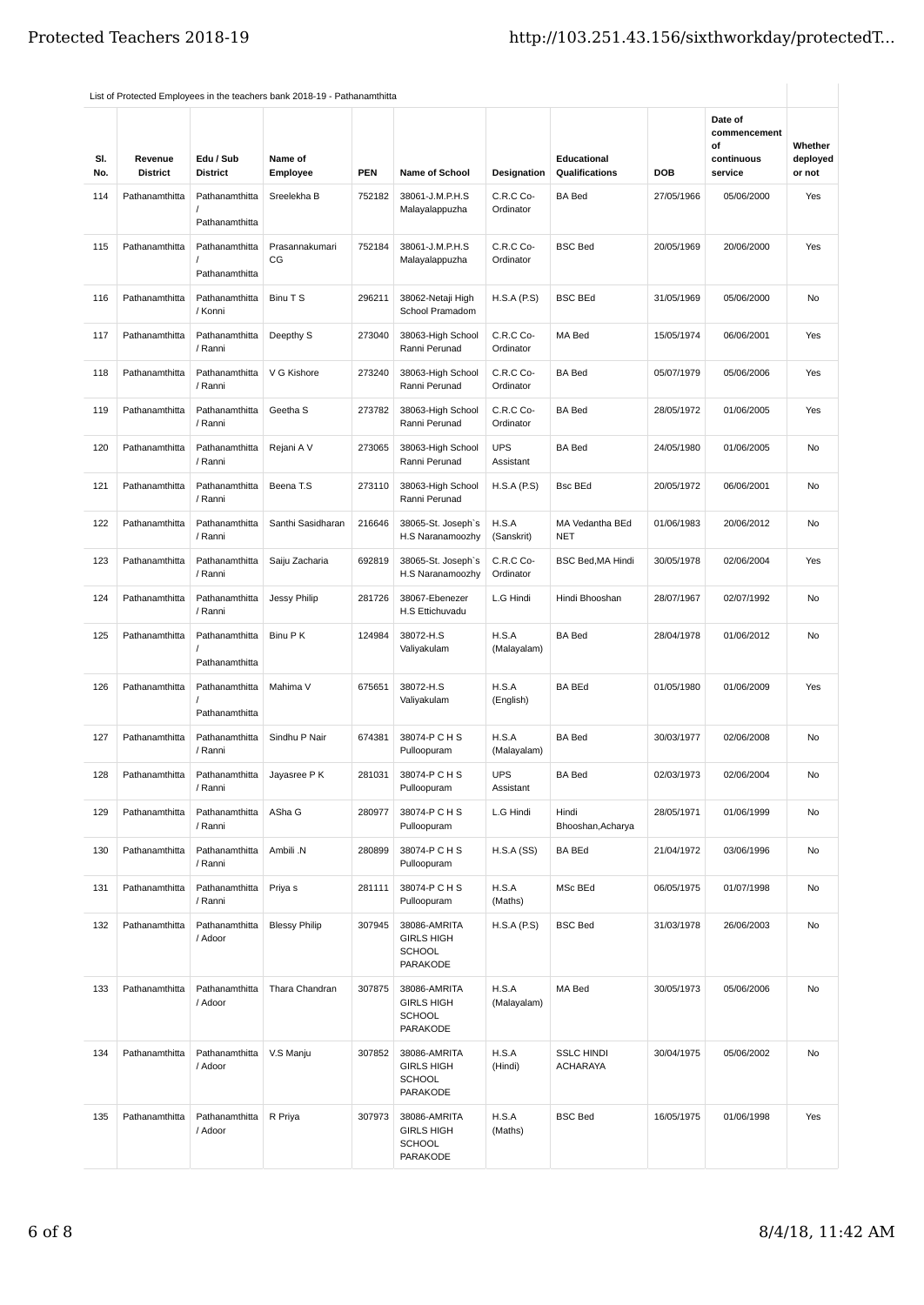List of Protected Employees in the teachers bank 2018-19 - Pathanamthitta

| Sl. No. | Revenue District | Edu / Sub District | Name of Employee | PEN | Name of School | Designation | Educational Qualifications | DOB | Date of commencement of continuous service | Whether deployed or not |
|---|---|---|---|---|---|---|---|---|---|---|
| 114 | Pathanamthitta | Pathanamthitta / Pathanamthitta | Sreelekha B | 752182 | 38061-J.M.P.H.S Malayalappuzha | C.R.C Co-Ordinator | BA Bed | 27/05/1966 | 05/06/2000 | Yes |
| 115 | Pathanamthitta | Pathanamthitta / Pathanamthitta | Prasannakumari CG | 752184 | 38061-J.M.P.H.S Malayalappuzha | C.R.C Co-Ordinator | BSC Bed | 20/05/1969 | 20/06/2000 | Yes |
| 116 | Pathanamthitta | Pathanamthitta / Konni | Binu T S | 296211 | 38062-Netaji High School Pramadom | H.S.A (P.S) | BSC BEd | 31/05/1969 | 05/06/2000 | No |
| 117 | Pathanamthitta | Pathanamthitta / Ranni | Deepthy S | 273040 | 38063-High School Ranni Perunad | C.R.C Co-Ordinator | MA Bed | 15/05/1974 | 06/06/2001 | Yes |
| 118 | Pathanamthitta | Pathanamthitta / Ranni | V G Kishore | 273240 | 38063-High School Ranni Perunad | C.R.C Co-Ordinator | BA Bed | 05/07/1979 | 05/06/2006 | Yes |
| 119 | Pathanamthitta | Pathanamthitta / Ranni | Geetha S | 273782 | 38063-High School Ranni Perunad | C.R.C Co-Ordinator | BA Bed | 28/05/1972 | 01/06/2005 | Yes |
| 120 | Pathanamthitta | Pathanamthitta / Ranni | Rejani A V | 273065 | 38063-High School Ranni Perunad | UPS Assistant | BA Bed | 24/05/1980 | 01/06/2005 | No |
| 121 | Pathanamthitta | Pathanamthitta / Ranni | Beena T.S | 273110 | 38063-High School Ranni Perunad | H.S.A (P.S) | Bsc BEd | 20/05/1972 | 06/06/2001 | No |
| 122 | Pathanamthitta | Pathanamthitta / Ranni | Santhi Sasidharan | 216646 | 38065-St. Joseph`s H.S Naranamoozhy | H.S.A (Sanskrit) | MA Vedantha BEd NET | 01/06/1983 | 20/06/2012 | No |
| 123 | Pathanamthitta | Pathanamthitta / Ranni | Saiju Zacharia | 692819 | 38065-St. Joseph`s H.S Naranamoozhy | C.R.C Co-Ordinator | BSC Bed,MA Hindi | 30/05/1978 | 02/06/2004 | Yes |
| 124 | Pathanamthitta | Pathanamthitta / Ranni | Jessy Philip | 281726 | 38067-Ebenezer H.S Ettichuvadu | L.G Hindi | Hindi Bhooshan | 28/07/1967 | 02/07/1992 | No |
| 125 | Pathanamthitta | Pathanamthitta / Pathanamthitta | Binu P K | 124984 | 38072-H.S Valiyakulam | H.S.A (Malayalam) | BA Bed | 28/04/1978 | 01/06/2012 | No |
| 126 | Pathanamthitta | Pathanamthitta / Pathanamthitta | Mahima V | 675651 | 38072-H.S Valiyakulam | H.S.A (English) | BA BEd | 01/05/1980 | 01/06/2009 | Yes |
| 127 | Pathanamthitta | Pathanamthitta / Ranni | Sindhu P Nair | 674381 | 38074-P C H S Pulloopuram | H.S.A (Malayalam) | BA Bed | 30/03/1977 | 02/06/2008 | No |
| 128 | Pathanamthitta | Pathanamthitta / Ranni | Jayasree P K | 281031 | 38074-P C H S Pulloopuram | UPS Assistant | BA Bed | 02/03/1973 | 02/06/2004 | No |
| 129 | Pathanamthitta | Pathanamthitta / Ranni | ASha G | 280977 | 38074-P C H S Pulloopuram | L.G Hindi | Hindi Bhooshan,Acharya | 28/05/1971 | 01/06/1999 | No |
| 130 | Pathanamthitta | Pathanamthitta / Ranni | Ambili .N | 280899 | 38074-P C H S Pulloopuram | H.S.A (SS) | BA BEd | 21/04/1972 | 03/06/1996 | No |
| 131 | Pathanamthitta | Pathanamthitta / Ranni | Priya s | 281111 | 38074-P C H S Pulloopuram | H.S.A (Maths) | MSc BEd | 06/05/1975 | 01/07/1998 | No |
| 132 | Pathanamthitta | Pathanamthitta / Adoor | Blessy Philip | 307945 | 38086-AMRITA GIRLS HIGH SCHOOL PARAKODE | H.S.A (P.S) | BSC Bed | 31/03/1978 | 26/06/2003 | No |
| 133 | Pathanamthitta | Pathanamthitta / Adoor | Thara Chandran | 307875 | 38086-AMRITA GIRLS HIGH SCHOOL PARAKODE | H.S.A (Malayalam) | MA Bed | 30/05/1973 | 05/06/2006 | No |
| 134 | Pathanamthitta | Pathanamthitta / Adoor | V.S Manju | 307852 | 38086-AMRITA GIRLS HIGH SCHOOL PARAKODE | H.S.A (Hindi) | SSLC HINDI ACHARAYA | 30/04/1975 | 05/06/2002 | No |
| 135 | Pathanamthitta | Pathanamthitta / Adoor | R Priya | 307973 | 38086-AMRITA GIRLS HIGH SCHOOL PARAKODE | H.S.A (Maths) | BSC Bed | 16/05/1975 | 01/06/1998 | Yes |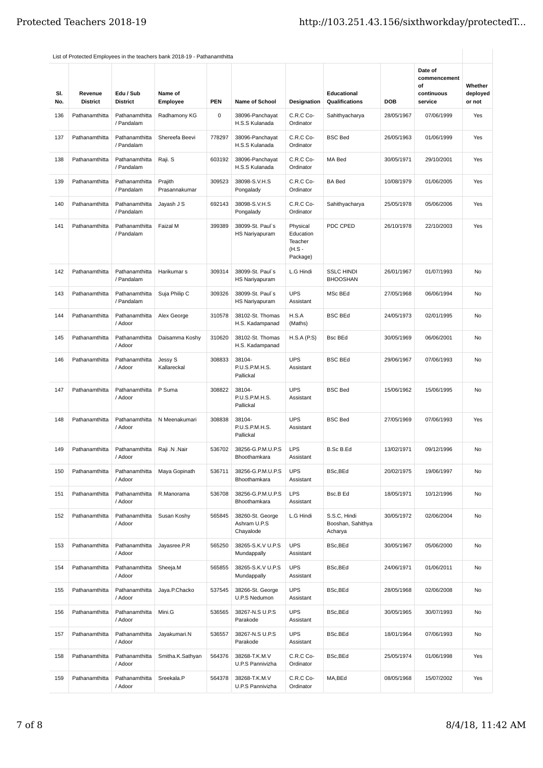List of Protected Employees in the teachers bank 2018-19 - Pathanamthitta

| Sl. No. | Revenue District | Edu / Sub District | Name of Employee | PEN | Name of School | Designation | Educational Qualifications | DOB | Date of commencement of continuous service | Whether deployed or not |
|---|---|---|---|---|---|---|---|---|---|---|
| 136 | Pathanamthitta | Pathanamthitta / Pandalam | Radhamony KG | 0 | 38096-Panchayat H.S.S Kulanada | C.R.C Co-Ordinator | Sahithyacharya | 28/05/1967 | 07/06/1999 | Yes |
| 137 | Pathanamthitta | Pathanamthitta / Pandalam | Shereefa Beevi | 778297 | 38096-Panchayat H.S.S Kulanada | C.R.C Co-Ordinator | BSC Bed | 26/05/1963 | 01/06/1999 | Yes |
| 138 | Pathanamthitta | Pathanamthitta / Pandalam | Raji. S | 603192 | 38096-Panchayat H.S.S Kulanada | C.R.C Co-Ordinator | MA Bed | 30/05/1971 | 29/10/2001 | Yes |
| 139 | Pathanamthitta | Pathanamthitta / Pandalam | Prajith Prasannakumar | 309523 | 38098-S.V.H.S Pongalady | C.R.C Co-Ordinator | BA Bed | 10/08/1979 | 01/06/2005 | Yes |
| 140 | Pathanamthitta | Pathanamthitta / Pandalam | Jayash J S | 692143 | 38098-S.V.H.S Pongalady | C.R.C Co-Ordinator | Sahithyacharya | 25/05/1978 | 05/06/2006 | Yes |
| 141 | Pathanamthitta | Pathanamthitta / Pandalam | Faizal M | 399389 | 38099-St. Paul`s HS Nariyapuram | Physical Education Teacher (H.S - Package) | PDC CPED | 26/10/1978 | 22/10/2003 | Yes |
| 142 | Pathanamthitta | Pathanamthitta / Pandalam | Harikumar s | 309314 | 38099-St. Paul`s HS Nariyapuram | L.G Hindi | SSLC HINDI BHOOSHAN | 26/01/1967 | 01/07/1993 | No |
| 143 | Pathanamthitta | Pathanamthitta / Pandalam | Suja Philip C | 309326 | 38099-St. Paul`s HS Nariyapuram | UPS Assistant | MSc BEd | 27/05/1968 | 06/06/1994 | No |
| 144 | Pathanamthitta | Pathanamthitta / Adoor | Alex George | 310578 | 38102-St. Thomas H.S. Kadampanad | H.S.A (Maths) | BSC BEd | 24/05/1973 | 02/01/1995 | No |
| 145 | Pathanamthitta | Pathanamthitta / Adoor | Daisamma Koshy | 310620 | 38102-St. Thomas H.S. Kadampanad | H.S.A (P.S) | Bsc BEd | 30/05/1969 | 06/06/2001 | No |
| 146 | Pathanamthitta | Pathanamthitta / Adoor | Jessy S Kallareckal | 308833 | 38104-P.U.S.P.M.H.S. Pallickal | UPS Assistant | BSC BEd | 29/06/1967 | 07/06/1993 | No |
| 147 | Pathanamthitta | Pathanamthitta / Adoor | P Suma | 308822 | 38104-P.U.S.P.M.H.S. Pallickal | UPS Assistant | BSC Bed | 15/06/1962 | 15/06/1995 | No |
| 148 | Pathanamthitta | Pathanamthitta / Adoor | N Meenakumari | 308838 | 38104-P.U.S.P.M.H.S. Pallickal | UPS Assistant | BSC Bed | 27/05/1969 | 07/06/1993 | Yes |
| 149 | Pathanamthitta | Pathanamthitta / Adoor | Raji .N .Nair | 536702 | 38256-G.P.M.U.P.S Bhoothamkara | LPS Assistant | B.Sc B.Ed | 13/02/1971 | 09/12/1996 | No |
| 150 | Pathanamthitta | Pathanamthitta / Adoor | Maya Gopinath | 536711 | 38256-G.P.M.U.P.S Bhoothamkara | UPS Assistant | BSc,BEd | 20/02/1975 | 19/06/1997 | No |
| 151 | Pathanamthitta | Pathanamthitta / Adoor | R.Manorama | 536708 | 38256-G.P.M.U.P.S Bhoothamkara | LPS Assistant | Bsc.B Ed | 18/05/1971 | 10/12/1996 | No |
| 152 | Pathanamthitta | Pathanamthitta / Adoor | Susan Koshy | 565845 | 38260-St. George Ashram U.P.S Chayalode | L.G Hindi | S.S.C, Hindi Booshan, Sahithya Acharya | 30/05/1972 | 02/06/2004 | No |
| 153 | Pathanamthitta | Pathanamthitta / Adoor | Jayasree.P.R | 565250 | 38265-S.K.V U.P.S Mundappally | UPS Assistant | BSc,BEd | 30/05/1967 | 05/06/2000 | No |
| 154 | Pathanamthitta | Pathanamthitta / Adoor | Sheeja.M | 565855 | 38265-S.K.V U.P.S Mundappally | UPS Assistant | BSc,BEd | 24/06/1971 | 01/06/2011 | No |
| 155 | Pathanamthitta | Pathanamthitta / Adoor | Jaya.P.Chacko | 537545 | 38266-St. George U.P.S Nedumon | UPS Assistant | BSc,BEd | 28/05/1968 | 02/06/2008 | No |
| 156 | Pathanamthitta | Pathanamthitta / Adoor | Mini.G | 536565 | 38267-N.S U.P.S Parakode | UPS Assistant | BSc,BEd | 30/05/1965 | 30/07/1993 | No |
| 157 | Pathanamthitta | Pathanamthitta / Adoor | Jayakumari.N | 536557 | 38267-N.S U.P.S Parakode | UPS Assistant | BSc.BEd | 18/01/1964 | 07/06/1993 | No |
| 158 | Pathanamthitta | Pathanamthitta / Adoor | Smitha.K.Sathyan | 564376 | 38268-T.K.M.V U.P.S Pannivizha | C.R.C Co-Ordinator | BSc,BEd | 25/05/1974 | 01/06/1998 | Yes |
| 159 | Pathanamthitta | Pathanamthitta / Adoor | Sreekala.P | 564378 | 38268-T.K.M.V U.P.S Pannivizha | C.R.C Co-Ordinator | MA,BEd | 08/05/1968 | 15/07/2002 | Yes |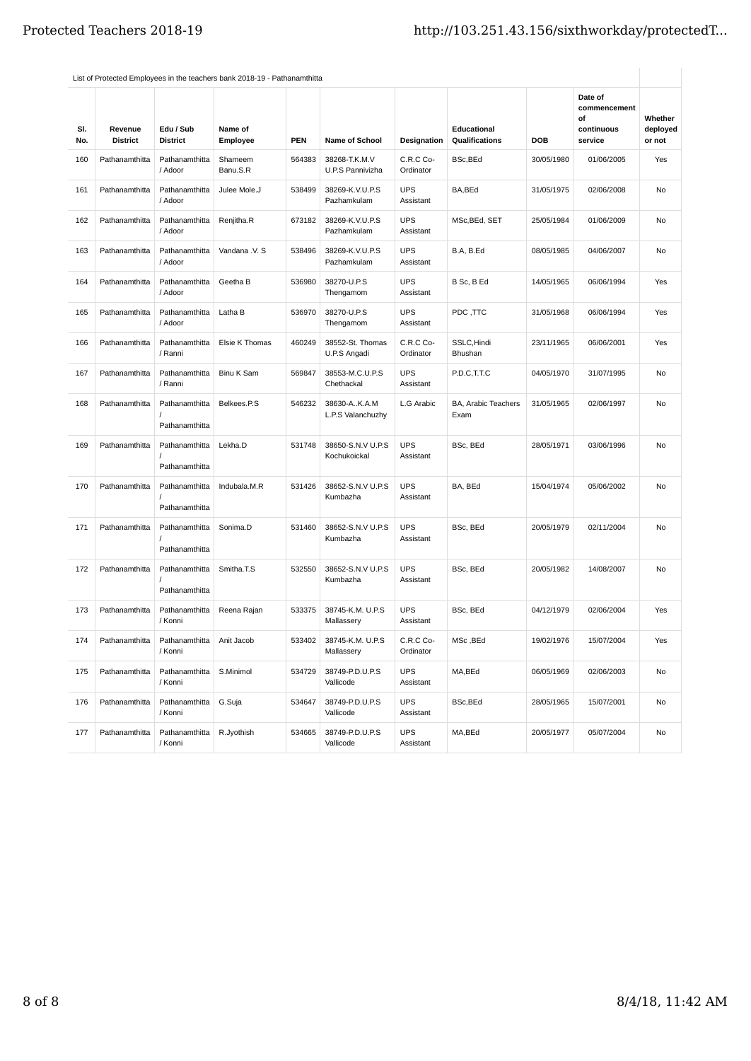List of Protected Employees in the teachers bank 2018-19 - Pathanamthitta

| Sl. No. | Revenue District | Edu / Sub District | Name of Employee | PEN | Name of School | Designation | Educational Qualifications | DOB | Date of commencement of continuous service | Whether deployed or not |
|---|---|---|---|---|---|---|---|---|---|---|
| 160 | Pathanamthitta | Pathanamthitta / Adoor | Shameem Banu.S.R | 564383 | 38268-T.K.M.V U.P.S Pannivizha | C.R.C Co-Ordinator | BSc,BEd | 30/05/1980 | 01/06/2005 | Yes |
| 161 | Pathanamthitta | Pathanamthitta / Adoor | Julee Mole.J | 538499 | 38269-K.V.U.P.S Pazhamkulam | UPS Assistant | BA,BEd | 31/05/1975 | 02/06/2008 | No |
| 162 | Pathanamthitta | Pathanamthitta / Adoor | Renjitha.R | 673182 | 38269-K.V.U.P.S Pazhamkulam | UPS Assistant | MSc,BEd, SET | 25/05/1984 | 01/06/2009 | No |
| 163 | Pathanamthitta | Pathanamthitta / Adoor | Vandana .V. S | 538496 | 38269-K.V.U.P.S Pazhamkulam | UPS Assistant | B.A, B.Ed | 08/05/1985 | 04/06/2007 | No |
| 164 | Pathanamthitta | Pathanamthitta / Adoor | Geetha B | 536980 | 38270-U.P.S Thengamom | UPS Assistant | B Sc, B Ed | 14/05/1965 | 06/06/1994 | Yes |
| 165 | Pathanamthitta | Pathanamthitta / Adoor | Latha B | 536970 | 38270-U.P.S Thengamom | UPS Assistant | PDC ,TTC | 31/05/1968 | 06/06/1994 | Yes |
| 166 | Pathanamthitta | Pathanamthitta / Ranni | Elsie K Thomas | 460249 | 38552-St. Thomas U.P.S Angadi | C.R.C Co-Ordinator | SSLC,Hindi Bhushan | 23/11/1965 | 06/06/2001 | Yes |
| 167 | Pathanamthitta | Pathanamthitta / Ranni | Binu K Sam | 569847 | 38553-M.C.U.P.S Chethackal | UPS Assistant | P.D.C,T.T.C | 04/05/1970 | 31/07/1995 | No |
| 168 | Pathanamthitta | Pathanamthitta / Pathanamthitta | Belkees.P.S | 546232 | 38630-A..K.A.M L.P.S Valanchuzhy | L.G Arabic | BA, Arabic Teachers Exam | 31/05/1965 | 02/06/1997 | No |
| 169 | Pathanamthitta | Pathanamthitta / Pathanamthitta | Lekha.D | 531748 | 38650-S.N.V U.P.S Kochukoickal | UPS Assistant | BSc, BEd | 28/05/1971 | 03/06/1996 | No |
| 170 | Pathanamthitta | Pathanamthitta / Pathanamthitta | Indubala.M.R | 531426 | 38652-S.N.V U.P.S Kumbazha | UPS Assistant | BA, BEd | 15/04/1974 | 05/06/2002 | No |
| 171 | Pathanamthitta | Pathanamthitta / Pathanamthitta | Sonima.D | 531460 | 38652-S.N.V U.P.S Kumbazha | UPS Assistant | BSc, BEd | 20/05/1979 | 02/11/2004 | No |
| 172 | Pathanamthitta | Pathanamthitta / Pathanamthitta | Smitha.T.S | 532550 | 38652-S.N.V U.P.S Kumbazha | UPS Assistant | BSc, BEd | 20/05/1982 | 14/08/2007 | No |
| 173 | Pathanamthitta | Pathanamthitta / Konni | Reena Rajan | 533375 | 38745-K.M. U.P.S Mallassery | UPS Assistant | BSc, BEd | 04/12/1979 | 02/06/2004 | Yes |
| 174 | Pathanamthitta | Pathanamthitta / Konni | Anit Jacob | 533402 | 38745-K.M. U.P.S Mallassery | C.R.C Co-Ordinator | MSc ,BEd | 19/02/1976 | 15/07/2004 | Yes |
| 175 | Pathanamthitta | Pathanamthitta / Konni | S.Minimol | 534729 | 38749-P.D.U.P.S Vallicode | UPS Assistant | MA,BEd | 06/05/1969 | 02/06/2003 | No |
| 176 | Pathanamthitta | Pathanamthitta / Konni | G.Suja | 534647 | 38749-P.D.U.P.S Vallicode | UPS Assistant | BSc,BEd | 28/05/1965 | 15/07/2001 | No |
| 177 | Pathanamthitta | Pathanamthitta / Konni | R.Jyothish | 534665 | 38749-P.D.U.P.S Vallicode | UPS Assistant | MA,BEd | 20/05/1977 | 05/07/2004 | No |